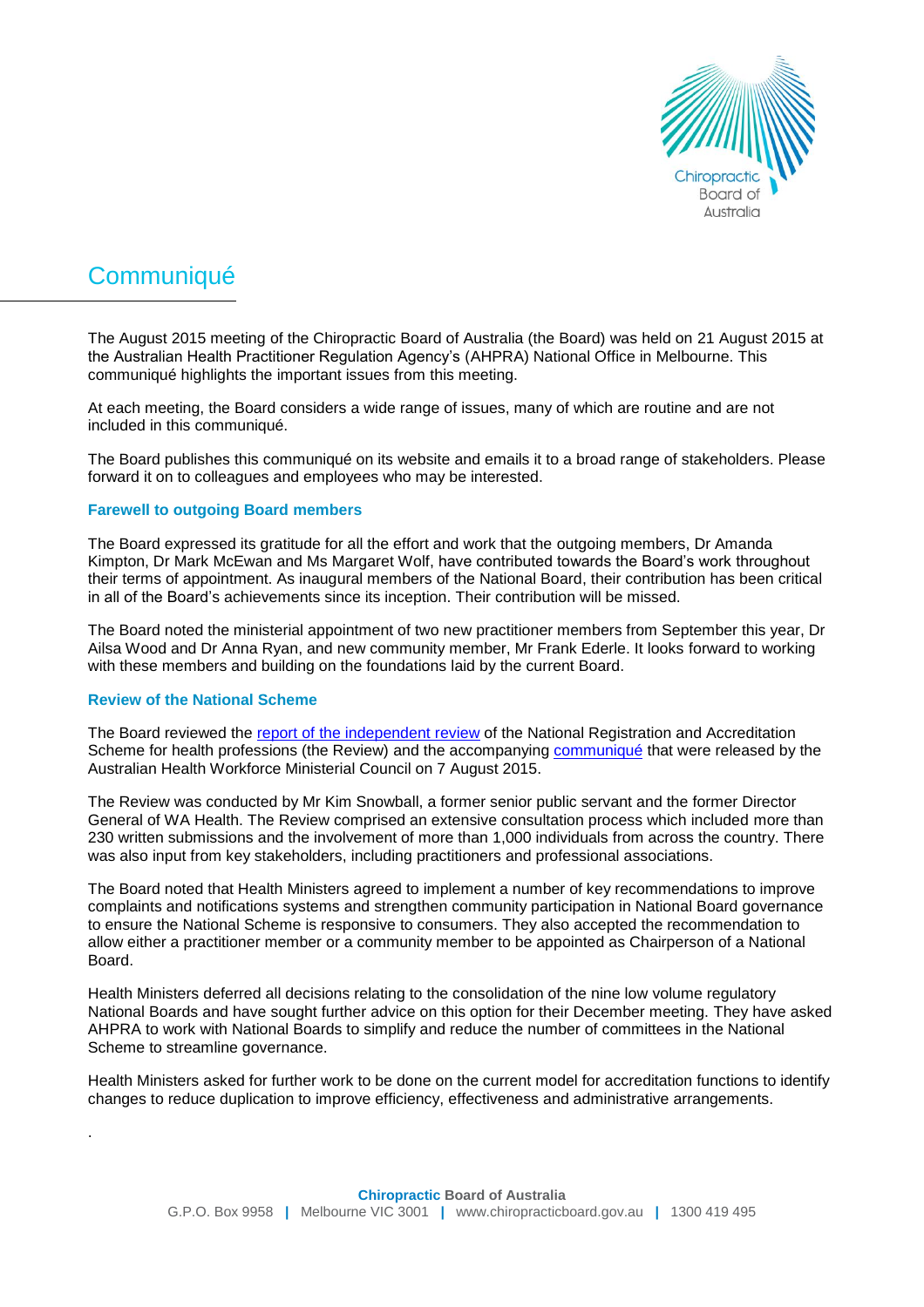# Communiqué

The August 2015 meeting of the Chiropractic Board of Australia (the Board) was held on 21 August 2015 at the Australian Health Practitioner Regulation Agency's (AHPRA) National Office in Melbourne. This communiqué highlights the important issues from this meeting.

At each meeting, the Board considers a wide range of issues, many of which are routine and are not included in this communiqué.

The Board publishes this communiqué on its website and emails it to a broad range of stakeholders. Please forward it on to colleagues and employees who may be interested.

### Farewell to outgoing Board members

The Board expressed its gratitude for all the effort and work that the outgoing members, Dr Amanda Kimpton, Dr Mark McEwan and Ms Margaret Wolf, have contributed towards the Board's work throughout their terms of appointment. As inaugural members of the National Board, their contribution has been critical in all of the Board's achievements since its inception. Their contribution will be missed.

The Board noted the ministerial appointment of two new practitioner members from September this year, Dr Ailsa Wood and Dr Anna Ryan, and new community member, Mr Frank Ederle. It looks forward to working with these members and building on the foundations laid by the current Board.

### Review of the National Scheme

The Board reviewed the report of the independent review of the National Registration and Accreditation Scheme for health professions (the Review) and the accompanying communiqué that were released by the Australian Health Workforce Ministerial Council on 7 August 2015.

The Review was conducted by Mr Kim Snowball, a former senior public servant and the former Director General of WA Health. The Review comprised an extensive consultation process which included more than 230 written submissions and the involvement of more than 1,000 individuals from across the country. There was also input from key stakeholders, including practitioners and professional associations.

The Board noted that Health Ministers agreed to implement a number of key recommendations to improve complaints and notifications systems and strengthen community participation in National Board governance to ensure the National Scheme is responsive to consumers. They also accepted the recommendation to allow either a practitioner member or a community member to be appointed as Chairperson of a National Board.

Health Ministers deferred all decisions relating to the consolidation of the nine low volume regulatory National Boards and have sought further advice on this option for their December meeting. They have asked AHPRA to work with National Boards to simplify and reduce the number of committees in the National Scheme to streamline governance.

Health Ministers asked for further work to be done on the current model for accreditation functions to identify changes to reduce duplication to improve efficiency, effectiveness and administrative arrangements.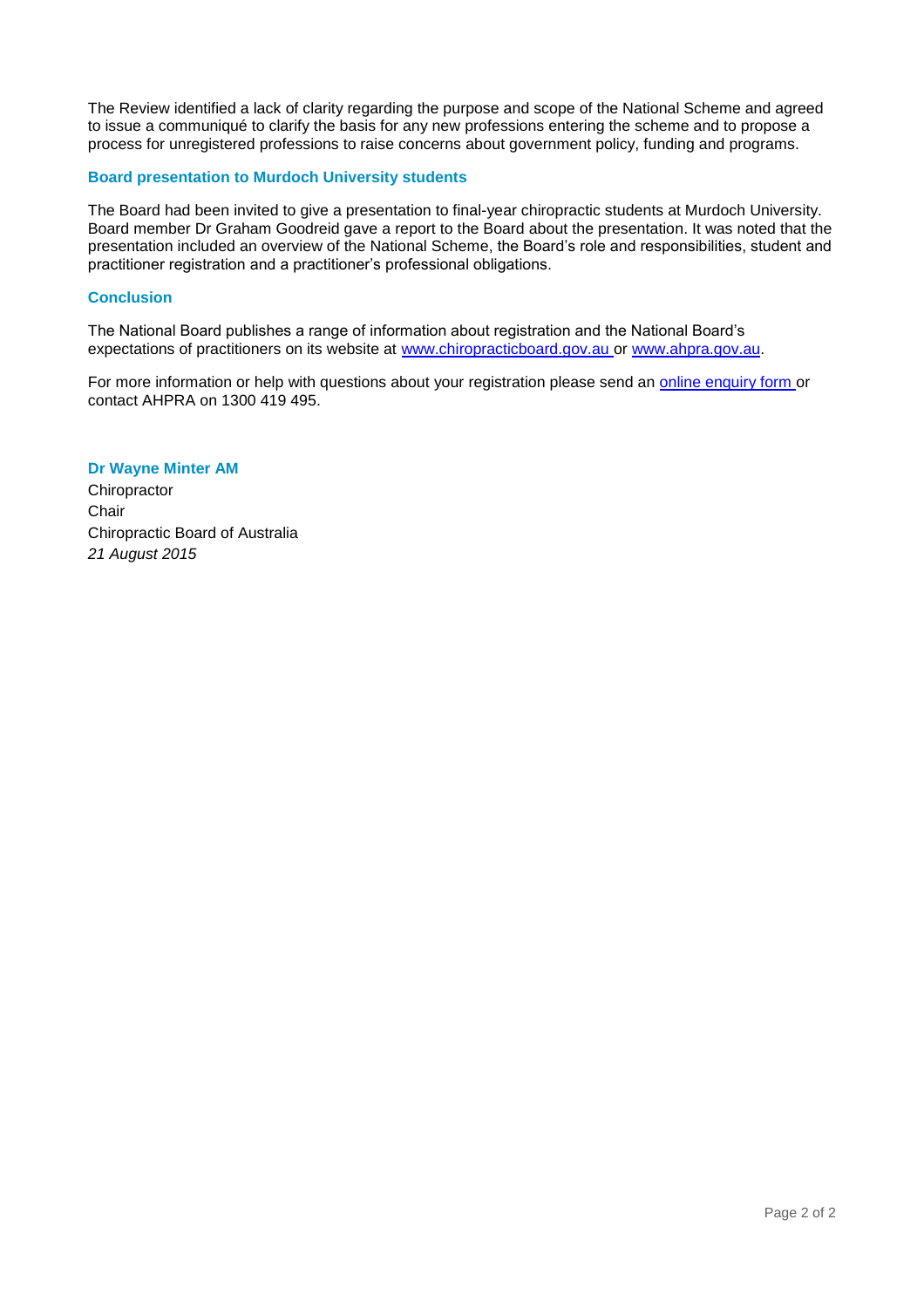The Review identified a lack of clarity regarding the purpose and scope of the National Scheme and agreed to issue a communiqué to clarify the basis for any new professions entering the scheme and to propose a process for unregistered professions to raise concerns about government policy, funding and programs.

## Board presentation to Murdoch University students

The Board had been invited to give a presentation to final-year chiropractic students at Murdoch University. Board member Dr Graham Goodreid gave a report to the Board about the presentation. It was noted that the presentation included an overview of the National Scheme, the Board's role and responsibilities, student and practitioner registration and a practitioner's professional obligations.

## Conclusion

The National Board publishes a range of information about registration and the National Board's expectations of practitioners on its website at [www.chiropracticboard.gov.au](http://www.chiropracticboard.gov.au) or [www.ahpra.gov.au](http://www.ahpra.gov.au).

For more information or help with questions about your registration please send an online enquiry form or contact AHPRA on 1300 419 495.

**Dr Wayne Minter AM**
Chiropractor
Chair
Chiropractic Board of Australia
*21 August 2015*